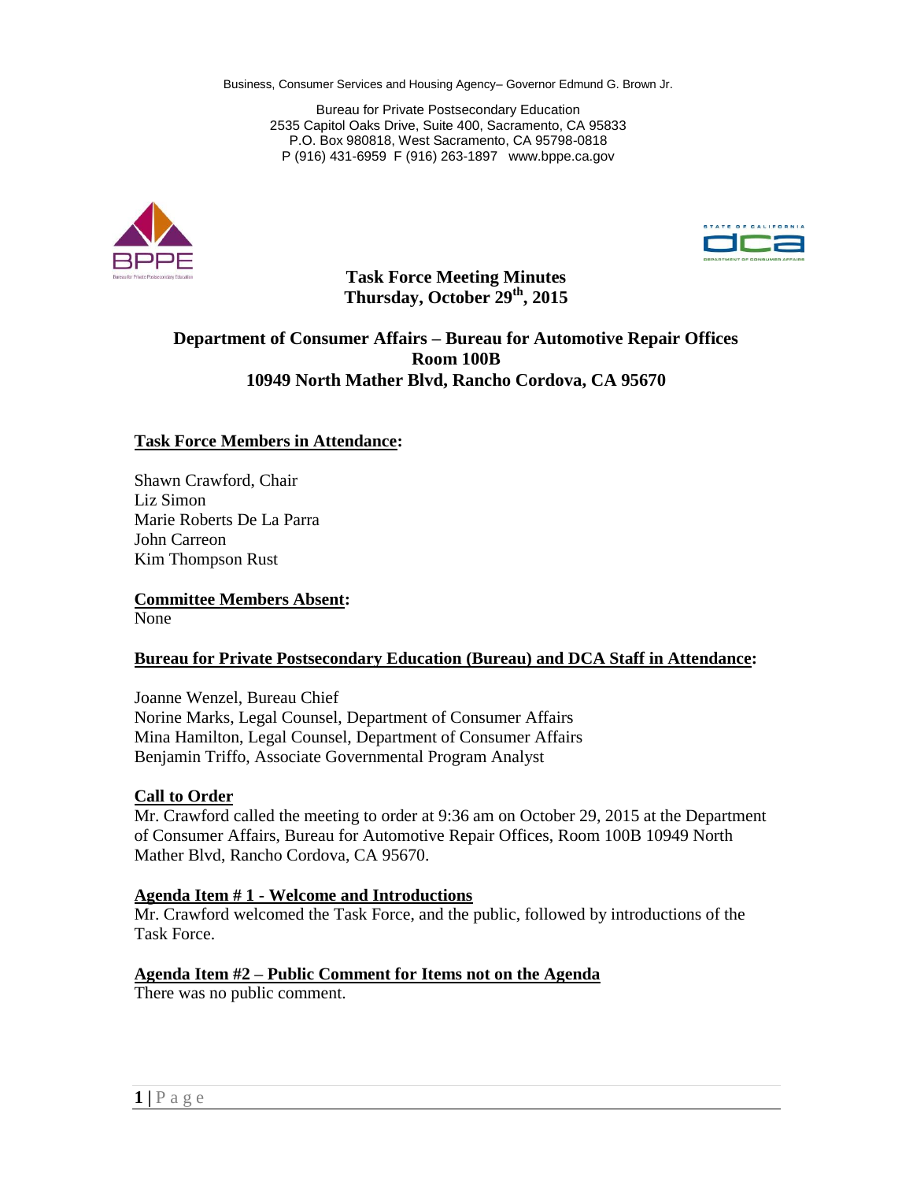Business, Consumer Services and Housing Agency– Governor Edmund G. Brown Jr.

Bureau for Private Postsecondary Education
2535 Capitol Oaks Drive, Suite 400, Sacramento, CA 95833
P.O. Box 980818, West Sacramento, CA 95798-0818
P (916) 431-6959 F (916) 263-1897 www.bppe.ca.gov

# Task Force Meeting Minutes
## Thursday, October 29th, 2015

### Department of Consumer Affairs – Bureau for Automotive Repair Offices
### Room 100B
### 10949 North Mather Blvd, Rancho Cordova, CA 95670

**Task Force Members in Attendance:**

Shawn Crawford, Chair
Liz Simon
Marie Roberts De La Parra
John Carreon
Kim Thompson Rust

**Committee Members Absent:**
None

**Bureau for Private Postsecondary Education (Bureau) and DCA Staff in Attendance:**

Joanne Wenzel, Bureau Chief
Norine Marks, Legal Counsel, Department of Consumer Affairs
Mina Hamilton, Legal Counsel, Department of Consumer Affairs
Benjamin Triffo, Associate Governmental Program Analyst

**Call to Order**
Mr. Crawford called the meeting to order at 9:36 am on October 29, 2015 at the Department of Consumer Affairs, Bureau for Automotive Repair Offices, Room 100B 10949 North Mather Blvd, Rancho Cordova, CA 95670.

**Agenda Item # 1 - Welcome and Introductions**
Mr. Crawford welcomed the Task Force, and the public, followed by introductions of the Task Force.

**Agenda Item #2 – Public Comment for Items not on the Agenda**
There was no public comment.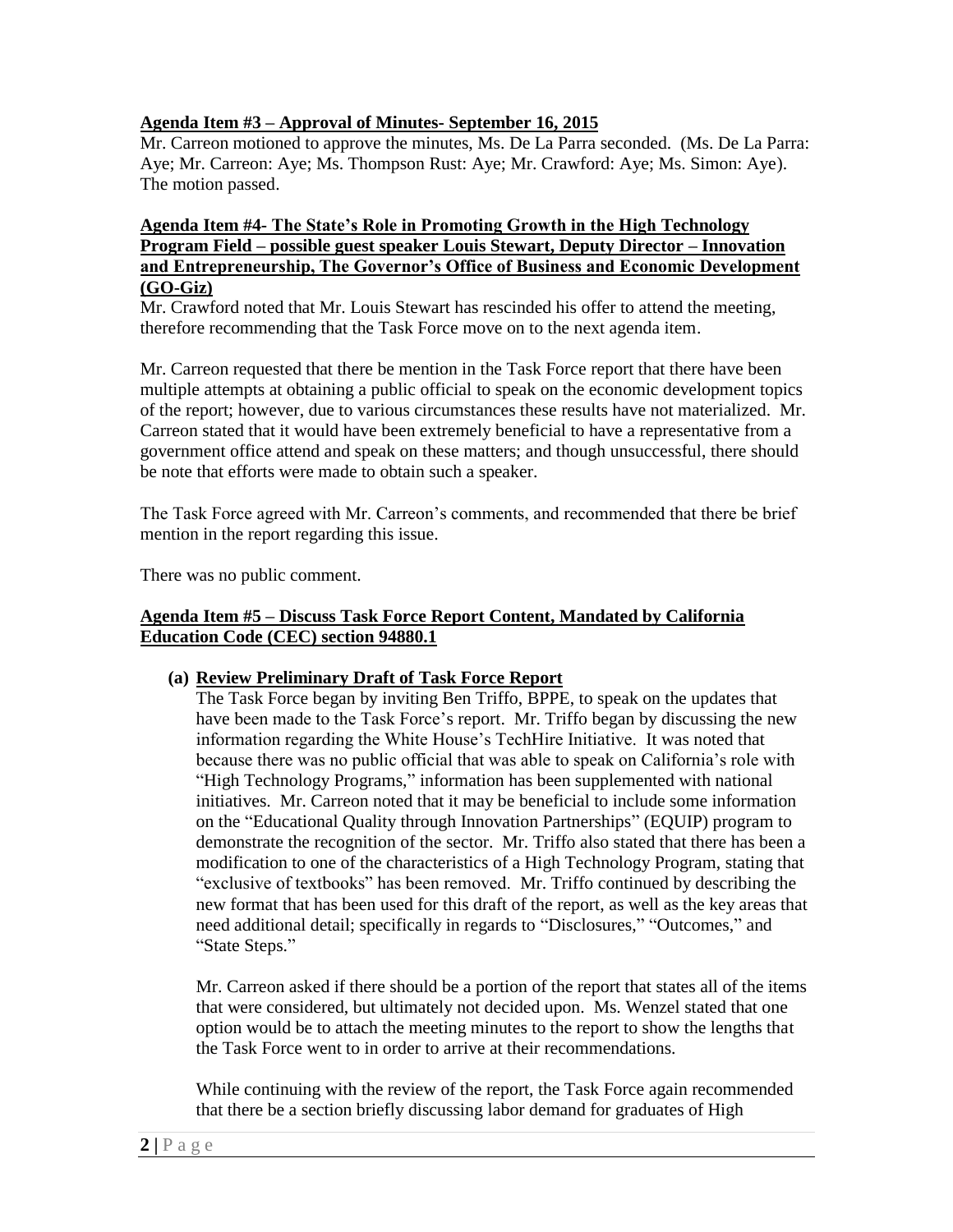**Agenda Item #3 – Approval of Minutes- September 16, 2015**

Mr. Carreon motioned to approve the minutes, Ms. De La Parra seconded. (Ms. De La Parra: Aye; Mr. Carreon: Aye; Ms. Thompson Rust: Aye; Mr. Crawford: Aye; Ms. Simon: Aye). The motion passed.

**Agenda Item #4- The State's Role in Promoting Growth in the High Technology Program Field – possible guest speaker Louis Stewart, Deputy Director – Innovation and Entrepreneurship, The Governor's Office of Business and Economic Development (GO-Giz)**

Mr. Crawford noted that Mr. Louis Stewart has rescinded his offer to attend the meeting, therefore recommending that the Task Force move on to the next agenda item.

Mr. Carreon requested that there be mention in the Task Force report that there have been multiple attempts at obtaining a public official to speak on the economic development topics of the report; however, due to various circumstances these results have not materialized. Mr. Carreon stated that it would have been extremely beneficial to have a representative from a government office attend and speak on these matters; and though unsuccessful, there should be note that efforts were made to obtain such a speaker.

The Task Force agreed with Mr. Carreon's comments, and recommended that there be brief mention in the report regarding this issue.

There was no public comment.

**Agenda Item #5 – Discuss Task Force Report Content, Mandated by California Education Code (CEC) section 94880.1**

**(a) Review Preliminary Draft of Task Force Report**

The Task Force began by inviting Ben Triffo, BPPE, to speak on the updates that have been made to the Task Force's report. Mr. Triffo began by discussing the new information regarding the White House's TechHire Initiative. It was noted that because there was no public official that was able to speak on California's role with "High Technology Programs," information has been supplemented with national initiatives. Mr. Carreon noted that it may be beneficial to include some information on the "Educational Quality through Innovation Partnerships" (EQUIP) program to demonstrate the recognition of the sector. Mr. Triffo also stated that there has been a modification to one of the characteristics of a High Technology Program, stating that "exclusive of textbooks" has been removed. Mr. Triffo continued by describing the new format that has been used for this draft of the report, as well as the key areas that need additional detail; specifically in regards to "Disclosures," "Outcomes," and "State Steps."

Mr. Carreon asked if there should be a portion of the report that states all of the items that were considered, but ultimately not decided upon. Ms. Wenzel stated that one option would be to attach the meeting minutes to the report to show the lengths that the Task Force went to in order to arrive at their recommendations.

While continuing with the review of the report, the Task Force again recommended that there be a section briefly discussing labor demand for graduates of High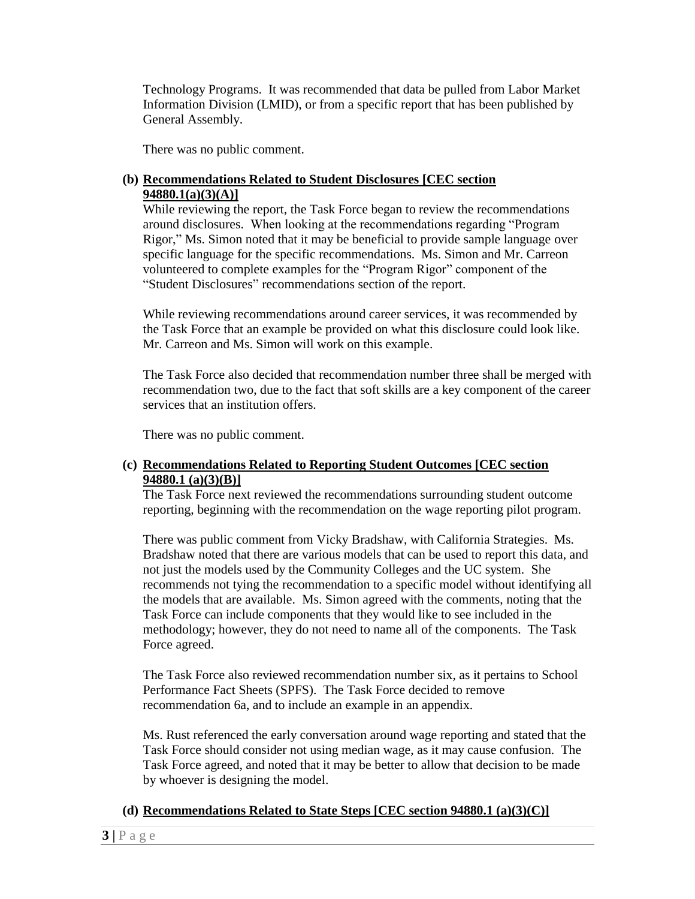Technology Programs. It was recommended that data be pulled from Labor Market Information Division (LMID), or from a specific report that has been published by General Assembly.

There was no public comment.

**(b) Recommendations Related to Student Disclosures [CEC section 94880.1(a)(3)(A)]**

While reviewing the report, the Task Force began to review the recommendations around disclosures. When looking at the recommendations regarding "Program Rigor," Ms. Simon noted that it may be beneficial to provide sample language over specific language for the specific recommendations. Ms. Simon and Mr. Carreon volunteered to complete examples for the "Program Rigor" component of the "Student Disclosures" recommendations section of the report.

While reviewing recommendations around career services, it was recommended by the Task Force that an example be provided on what this disclosure could look like. Mr. Carreon and Ms. Simon will work on this example.

The Task Force also decided that recommendation number three shall be merged with recommendation two, due to the fact that soft skills are a key component of the career services that an institution offers.

There was no public comment.

**(c) Recommendations Related to Reporting Student Outcomes [CEC section 94880.1 (a)(3)(B)]**

The Task Force next reviewed the recommendations surrounding student outcome reporting, beginning with the recommendation on the wage reporting pilot program.

There was public comment from Vicky Bradshaw, with California Strategies. Ms. Bradshaw noted that there are various models that can be used to report this data, and not just the models used by the Community Colleges and the UC system. She recommends not tying the recommendation to a specific model without identifying all the models that are available. Ms. Simon agreed with the comments, noting that the Task Force can include components that they would like to see included in the methodology; however, they do not need to name all of the components. The Task Force agreed.

The Task Force also reviewed recommendation number six, as it pertains to School Performance Fact Sheets (SPFS). The Task Force decided to remove recommendation 6a, and to include an example in an appendix.

Ms. Rust referenced the early conversation around wage reporting and stated that the Task Force should consider not using median wage, as it may cause confusion. The Task Force agreed, and noted that it may be better to allow that decision to be made by whoever is designing the model.

**(d) Recommendations Related to State Steps [CEC section 94880.1 (a)(3)(C)]**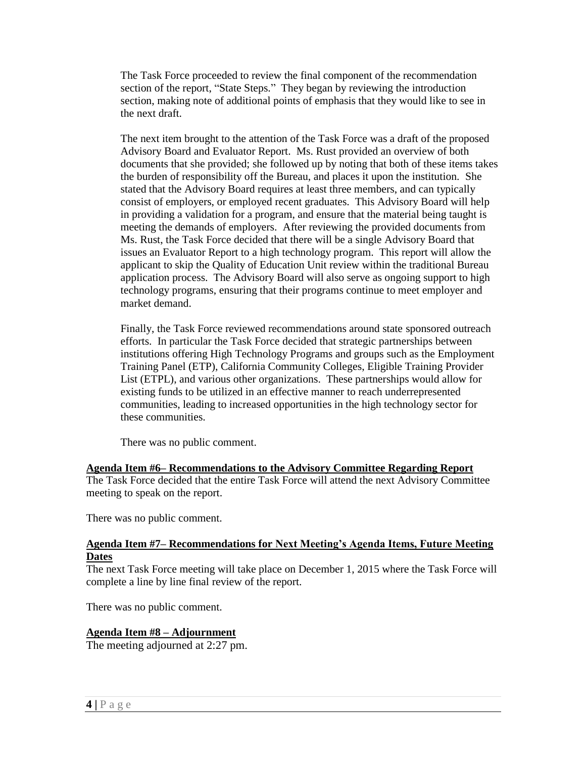The Task Force proceeded to review the final component of the recommendation section of the report, "State Steps." They began by reviewing the introduction section, making note of additional points of emphasis that they would like to see in the next draft.

The next item brought to the attention of the Task Force was a draft of the proposed Advisory Board and Evaluator Report. Ms. Rust provided an overview of both documents that she provided; she followed up by noting that both of these items takes the burden of responsibility off the Bureau, and places it upon the institution. She stated that the Advisory Board requires at least three members, and can typically consist of employers, or employed recent graduates. This Advisory Board will help in providing a validation for a program, and ensure that the material being taught is meeting the demands of employers. After reviewing the provided documents from Ms. Rust, the Task Force decided that there will be a single Advisory Board that issues an Evaluator Report to a high technology program. This report will allow the applicant to skip the Quality of Education Unit review within the traditional Bureau application process. The Advisory Board will also serve as ongoing support to high technology programs, ensuring that their programs continue to meet employer and market demand.

Finally, the Task Force reviewed recommendations around state sponsored outreach efforts. In particular the Task Force decided that strategic partnerships between institutions offering High Technology Programs and groups such as the Employment Training Panel (ETP), California Community Colleges, Eligible Training Provider List (ETPL), and various other organizations. These partnerships would allow for existing funds to be utilized in an effective manner to reach underrepresented communities, leading to increased opportunities in the high technology sector for these communities.

There was no public comment.

**Agenda Item #6– Recommendations to the Advisory Committee Regarding Report**

The Task Force decided that the entire Task Force will attend the next Advisory Committee meeting to speak on the report.

There was no public comment.

**Agenda Item #7– Recommendations for Next Meeting's Agenda Items, Future Meeting Dates**

The next Task Force meeting will take place on December 1, 2015 where the Task Force will complete a line by line final review of the report.

There was no public comment.

**Agenda Item #8 – Adjournment**

The meeting adjourned at 2:27 pm.